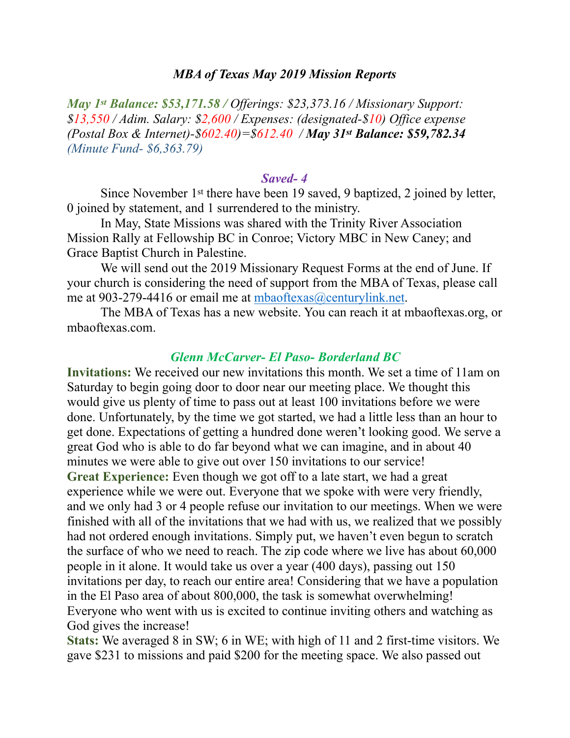## *MBA of Texas May 2019 Mission Reports*

***May 1st Balance: $53,171.58*** */ Offerings: $23,373.16 / Missionary Support: $13,550 / Adim. Salary: $2,600 / Expenses: (designated-$10) Office expense (Postal Box & Internet)-$602.40)=$612.40* / ***May 31st Balance: $59,782.34*** *(Minute Fund- $6,363.79)*

### *Saved- 4*

Since November 1st there have been 19 saved, 9 baptized, 2 joined by letter, 0 joined by statement, and 1 surrendered to the ministry.

In May, State Missions was shared with the Trinity River Association Mission Rally at Fellowship BC in Conroe; Victory MBC in New Caney; and Grace Baptist Church in Palestine.

We will send out the 2019 Missionary Request Forms at the end of June. If your church is considering the need of support from the MBA of Texas, please call me at 903-279-4416 or email me at mbaoftexas@centurylink.net.

The MBA of Texas has a new website. You can reach it at mbaoftexas.org, or mbaoftexas.com.

### *Glenn McCarver- El Paso- Borderland BC*

**Invitations:** We received our new invitations this month. We set a time of 11am on Saturday to begin going door to door near our meeting place. We thought this would give us plenty of time to pass out at least 100 invitations before we were done. Unfortunately, by the time we got started, we had a little less than an hour to get done. Expectations of getting a hundred done weren't looking good. We serve a great God who is able to do far beyond what we can imagine, and in about 40 minutes we were able to give out over 150 invitations to our service!

**Great Experience:** Even though we got off to a late start, we had a great experience while we were out. Everyone that we spoke with were very friendly, and we only had 3 or 4 people refuse our invitation to our meetings. When we were finished with all of the invitations that we had with us, we realized that we possibly had not ordered enough invitations. Simply put, we haven't even begun to scratch the surface of who we need to reach. The zip code where we live has about 60,000 people in it alone. It would take us over a year (400 days), passing out 150 invitations per day, to reach our entire area! Considering that we have a population in the El Paso area of about 800,000, the task is somewhat overwhelming! Everyone who went with us is excited to continue inviting others and watching as God gives the increase!

**Stats:** We averaged 8 in SW; 6 in WE; with high of 11 and 2 first-time visitors. We gave $231 to missions and paid $200 for the meeting space. We also passed out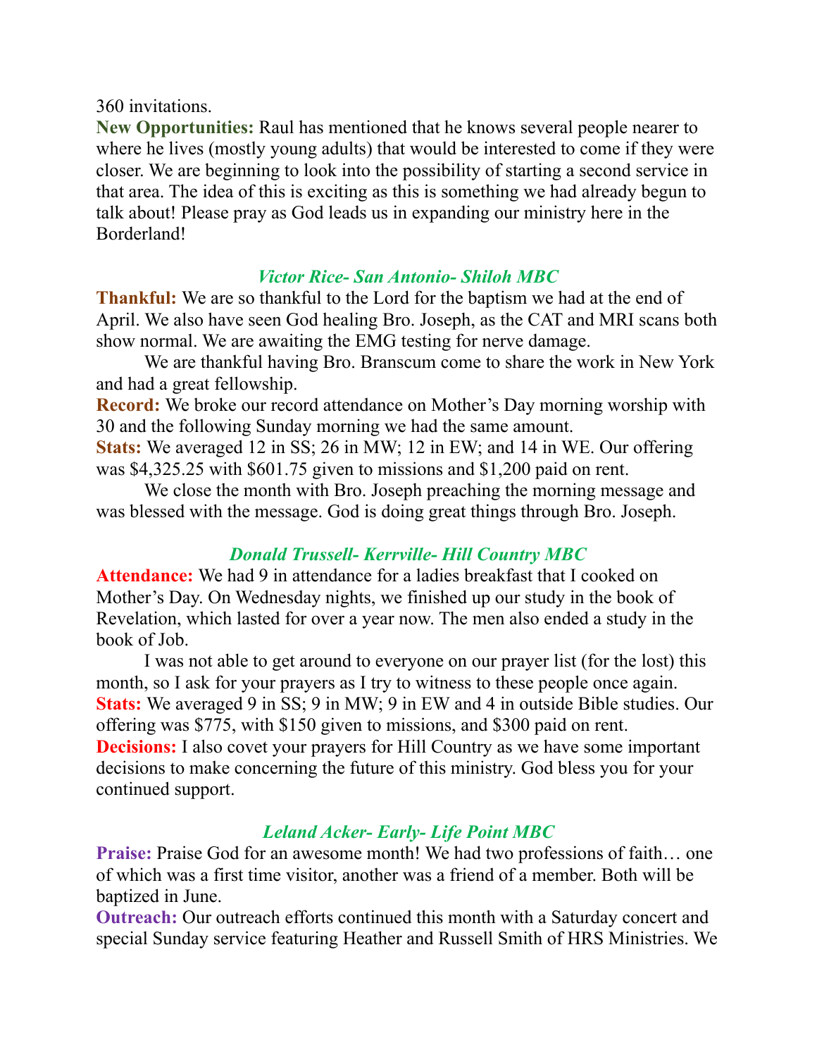360 invitations.

**New Opportunities:** Raul has mentioned that he knows several people nearer to where he lives (mostly young adults) that would be interested to come if they were closer. We are beginning to look into the possibility of starting a second service in that area. The idea of this is exciting as this is something we had already begun to talk about! Please pray as God leads us in expanding our ministry here in the Borderland!

### *Victor Rice- San Antonio- Shiloh MBC*

**Thankful:** We are so thankful to the Lord for the baptism we had at the end of April. We also have seen God healing Bro. Joseph, as the CAT and MRI scans both show normal. We are awaiting the EMG testing for nerve damage.

We are thankful having Bro. Branscum come to share the work in New York and had a great fellowship.

**Record:** We broke our record attendance on Mother's Day morning worship with 30 and the following Sunday morning we had the same amount.

**Stats:** We averaged 12 in SS; 26 in MW; 12 in EW; and 14 in WE. Our offering was $4,325.25 with $601.75 given to missions and $1,200 paid on rent.

We close the month with Bro. Joseph preaching the morning message and was blessed with the message. God is doing great things through Bro. Joseph.

### *Donald Trussell- Kerrville- Hill Country MBC*

**Attendance:** We had 9 in attendance for a ladies breakfast that I cooked on Mother's Day. On Wednesday nights, we finished up our study in the book of Revelation, which lasted for over a year now. The men also ended a study in the book of Job.

I was not able to get around to everyone on our prayer list (for the lost) this month, so I ask for your prayers as I try to witness to these people once again.

**Stats:** We averaged 9 in SS; 9 in MW; 9 in EW and 4 in outside Bible studies. Our offering was $775, with $150 given to missions, and $300 paid on rent.

**Decisions:** I also covet your prayers for Hill Country as we have some important decisions to make concerning the future of this ministry. God bless you for your continued support.

### *Leland Acker- Early- Life Point MBC*

**Praise:** Praise God for an awesome month! We had two professions of faith… one of which was a first time visitor, another was a friend of a member. Both will be baptized in June.

**Outreach:** Our outreach efforts continued this month with a Saturday concert and special Sunday service featuring Heather and Russell Smith of HRS Ministries. We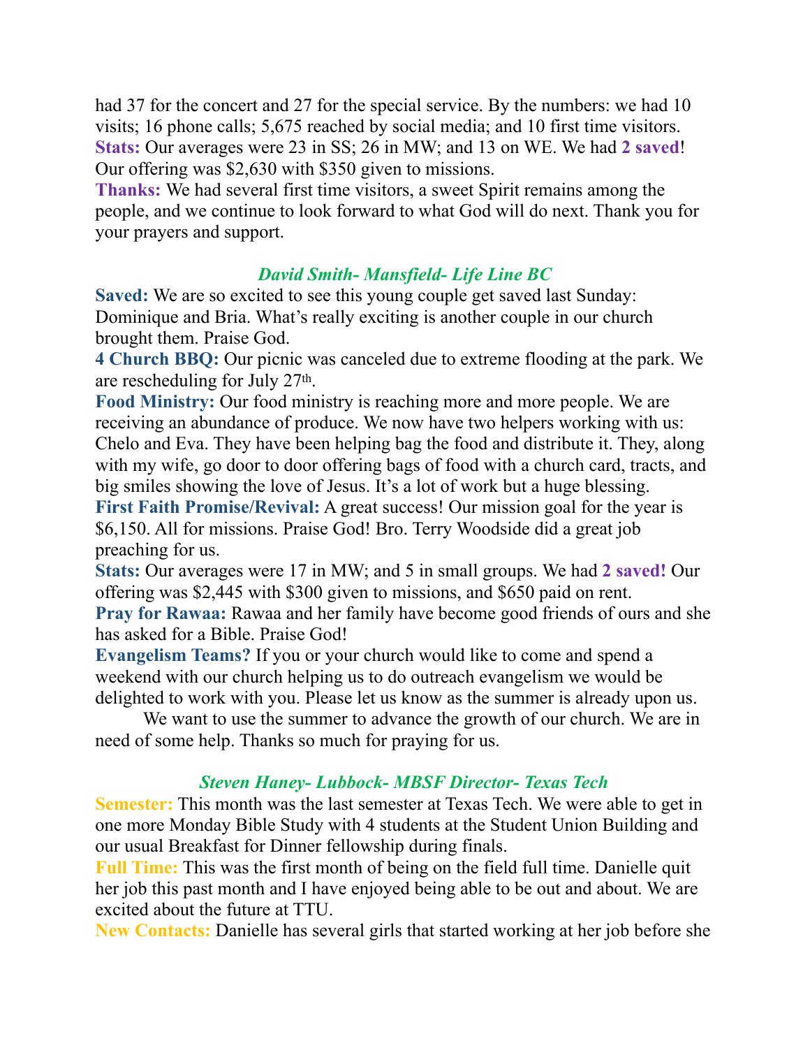had 37 for the concert and 27 for the special service. By the numbers: we had 10 visits; 16 phone calls; 5,675 reached by social media; and 10 first time visitors.
**Stats:** Our averages were 23 in SS; 26 in MW; and 13 on WE. We had **2 saved**! Our offering was $2,630 with $350 given to missions.
**Thanks:** We had several first time visitors, a sweet Spirit remains among the people, and we continue to look forward to what God will do next. Thank you for your prayers and support.

### *David Smith- Mansfield- Life Line BC*

**Saved:** We are so excited to see this young couple get saved last Sunday: Dominique and Bria. What's really exciting is another couple in our church brought them. Praise God.
**4 Church BBQ:** Our picnic was canceled due to extreme flooding at the park. We are rescheduling for July 27th.
**Food Ministry:** Our food ministry is reaching more and more people. We are receiving an abundance of produce. We now have two helpers working with us: Chelo and Eva. They have been helping bag the food and distribute it. They, along with my wife, go door to door offering bags of food with a church card, tracts, and big smiles showing the love of Jesus. It's a lot of work but a huge blessing.
**First Faith Promise/Revival:** A great success! Our mission goal for the year is $6,150. All for missions. Praise God! Bro. Terry Woodside did a great job preaching for us.
**Stats:** Our averages were 17 in MW; and 5 in small groups. We had **2 saved!** Our offering was $2,445 with $300 given to missions, and $650 paid on rent.
**Pray for Rawaa:** Rawaa and her family have become good friends of ours and she has asked for a Bible. Praise God!
**Evangelism Teams?** If you or your church would like to come and spend a weekend with our church helping us to do outreach evangelism we would be delighted to work with you. Please let us know as the summer is already upon us.

We want to use the summer to advance the growth of our church. We are in need of some help. Thanks so much for praying for us.

### *Steven Haney- Lubbock- MBSF Director- Texas Tech*

**Semester:** This month was the last semester at Texas Tech. We were able to get in one more Monday Bible Study with 4 students at the Student Union Building and our usual Breakfast for Dinner fellowship during finals.
**Full Time:** This was the first month of being on the field full time. Danielle quit her job this past month and I have enjoyed being able to be out and about. We are excited about the future at TTU.
**New Contacts:** Danielle has several girls that started working at her job before she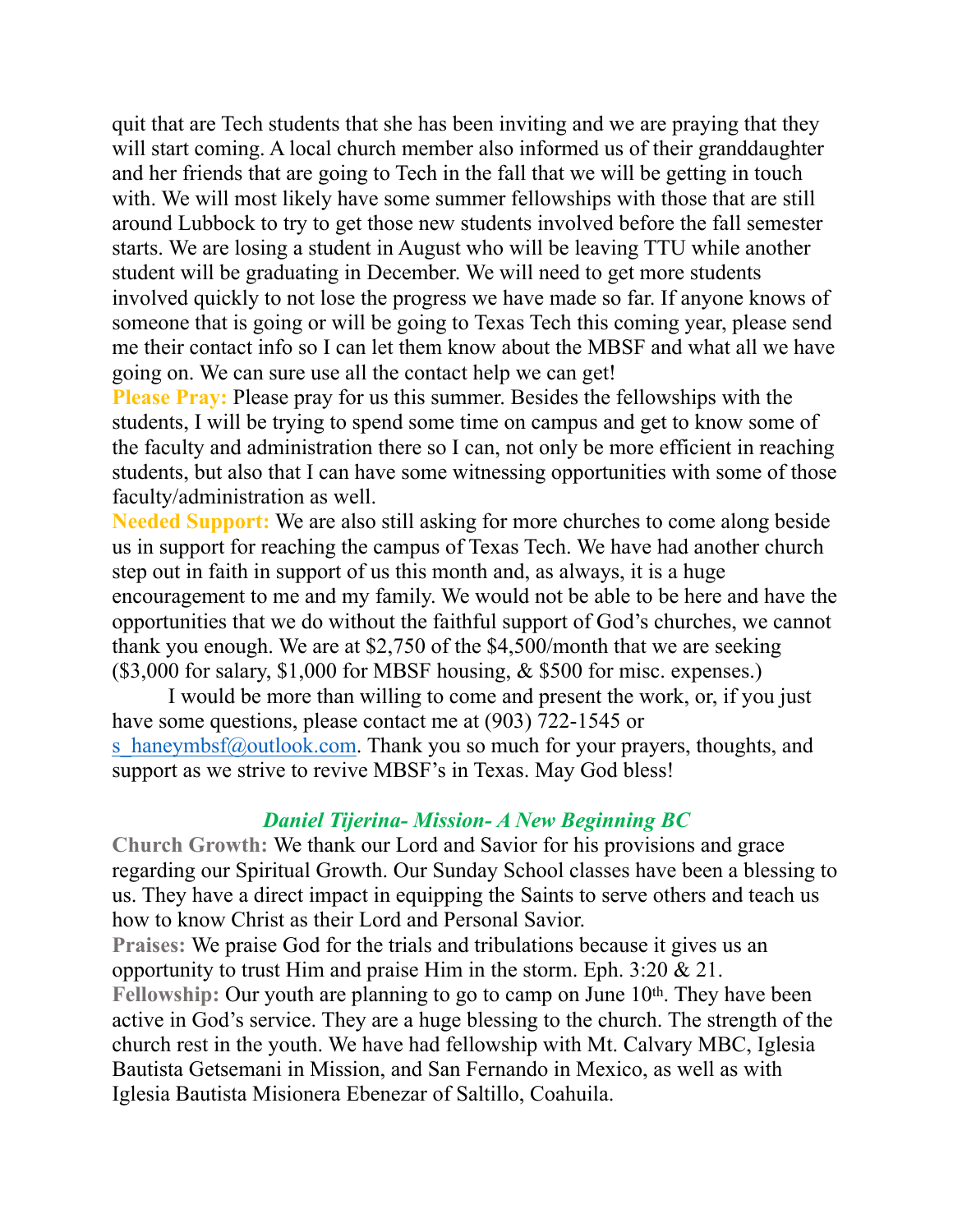quit that are Tech students that she has been inviting and we are praying that they will start coming. A local church member also informed us of their granddaughter and her friends that are going to Tech in the fall that we will be getting in touch with. We will most likely have some summer fellowships with those that are still around Lubbock to try to get those new students involved before the fall semester starts. We are losing a student in August who will be leaving TTU while another student will be graduating in December. We will need to get more students involved quickly to not lose the progress we have made so far. If anyone knows of someone that is going or will be going to Texas Tech this coming year, please send me their contact info so I can let them know about the MBSF and what all we have going on. We can sure use all the contact help we can get!

**Please Pray:** Please pray for us this summer. Besides the fellowships with the students, I will be trying to spend some time on campus and get to know some of the faculty and administration there so I can, not only be more efficient in reaching students, but also that I can have some witnessing opportunities with some of those faculty/administration as well.

**Needed Support:** We are also still asking for more churches to come along beside us in support for reaching the campus of Texas Tech. We have had another church step out in faith in support of us this month and, as always, it is a huge encouragement to me and my family. We would not be able to be here and have the opportunities that we do without the faithful support of God's churches, we cannot thank you enough. We are at $2,750 of the $4,500/month that we are seeking ($3,000 for salary, $1,000 for MBSF housing, & $500 for misc. expenses.)

I would be more than willing to come and present the work, or, if you just have some questions, please contact me at (903) 722-1545 or s_haneymbsf@outlook.com. Thank you so much for your prayers, thoughts, and support as we strive to revive MBSF's in Texas. May God bless!

### *Daniel Tijerina- Mission- A New Beginning BC*

**Church Growth:** We thank our Lord and Savior for his provisions and grace regarding our Spiritual Growth. Our Sunday School classes have been a blessing to us. They have a direct impact in equipping the Saints to serve others and teach us how to know Christ as their Lord and Personal Savior.

**Praises:** We praise God for the trials and tribulations because it gives us an opportunity to trust Him and praise Him in the storm. Eph. 3:20 & 21.

**Fellowship:** Our youth are planning to go to camp on June 10th. They have been active in God's service. They are a huge blessing to the church. The strength of the church rest in the youth. We have had fellowship with Mt. Calvary MBC, Iglesia Bautista Getsemani in Mission, and San Fernando in Mexico, as well as with Iglesia Bautista Misionera Ebenezar of Saltillo, Coahuila.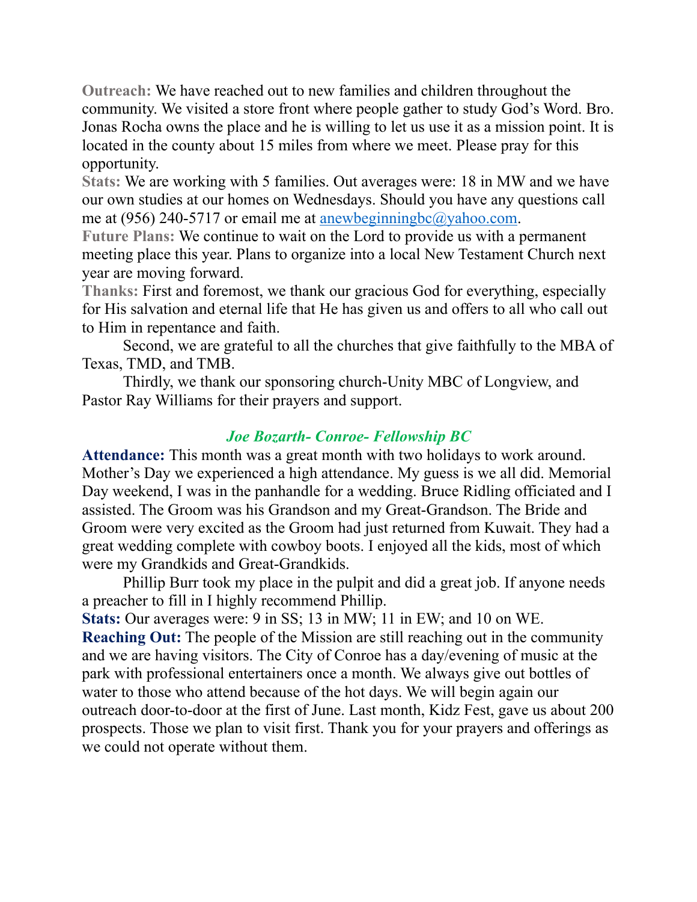**Outreach:** We have reached out to new families and children throughout the community. We visited a store front where people gather to study God's Word. Bro. Jonas Rocha owns the place and he is willing to let us use it as a mission point. It is located in the county about 15 miles from where we meet. Please pray for this opportunity.

**Stats:** We are working with 5 families. Out averages were: 18 in MW and we have our own studies at our homes on Wednesdays. Should you have any questions call me at (956) 240-5717 or email me at anewbeginningbc@yahoo.com.

**Future Plans:** We continue to wait on the Lord to provide us with a permanent meeting place this year. Plans to organize into a local New Testament Church next year are moving forward.

**Thanks:** First and foremost, we thank our gracious God for everything, especially for His salvation and eternal life that He has given us and offers to all who call out to Him in repentance and faith.

Second, we are grateful to all the churches that give faithfully to the MBA of Texas, TMD, and TMB.

Thirdly, we thank our sponsoring church-Unity MBC of Longview, and Pastor Ray Williams for their prayers and support.

### *Joe Bozarth- Conroe- Fellowship BC*

**Attendance:** This month was a great month with two holidays to work around. Mother's Day we experienced a high attendance. My guess is we all did. Memorial Day weekend, I was in the panhandle for a wedding. Bruce Ridling officiated and I assisted. The Groom was his Grandson and my Great-Grandson. The Bride and Groom were very excited as the Groom had just returned from Kuwait. They had a great wedding complete with cowboy boots. I enjoyed all the kids, most of which were my Grandkids and Great-Grandkids.

Phillip Burr took my place in the pulpit and did a great job. If anyone needs a preacher to fill in I highly recommend Phillip.

**Stats:** Our averages were: 9 in SS; 13 in MW; 11 in EW; and 10 on WE.

**Reaching Out:** The people of the Mission are still reaching out in the community and we are having visitors. The City of Conroe has a day/evening of music at the park with professional entertainers once a month. We always give out bottles of water to those who attend because of the hot days. We will begin again our outreach door-to-door at the first of June. Last month, Kidz Fest, gave us about 200 prospects. Those we plan to visit first. Thank you for your prayers and offerings as we could not operate without them.